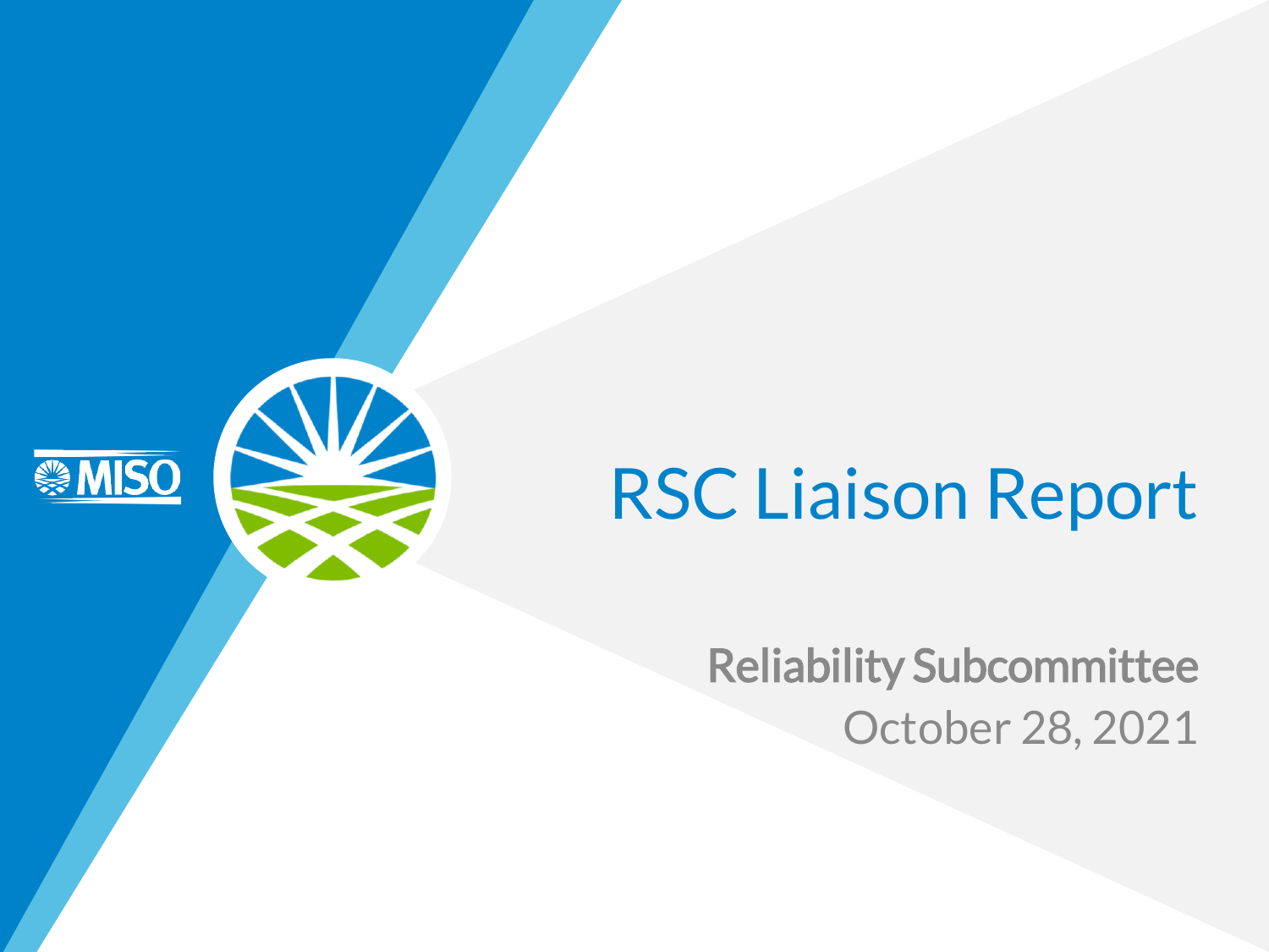# RSC Liaison Report

**Reliability Subcommittee**

October 28, 2021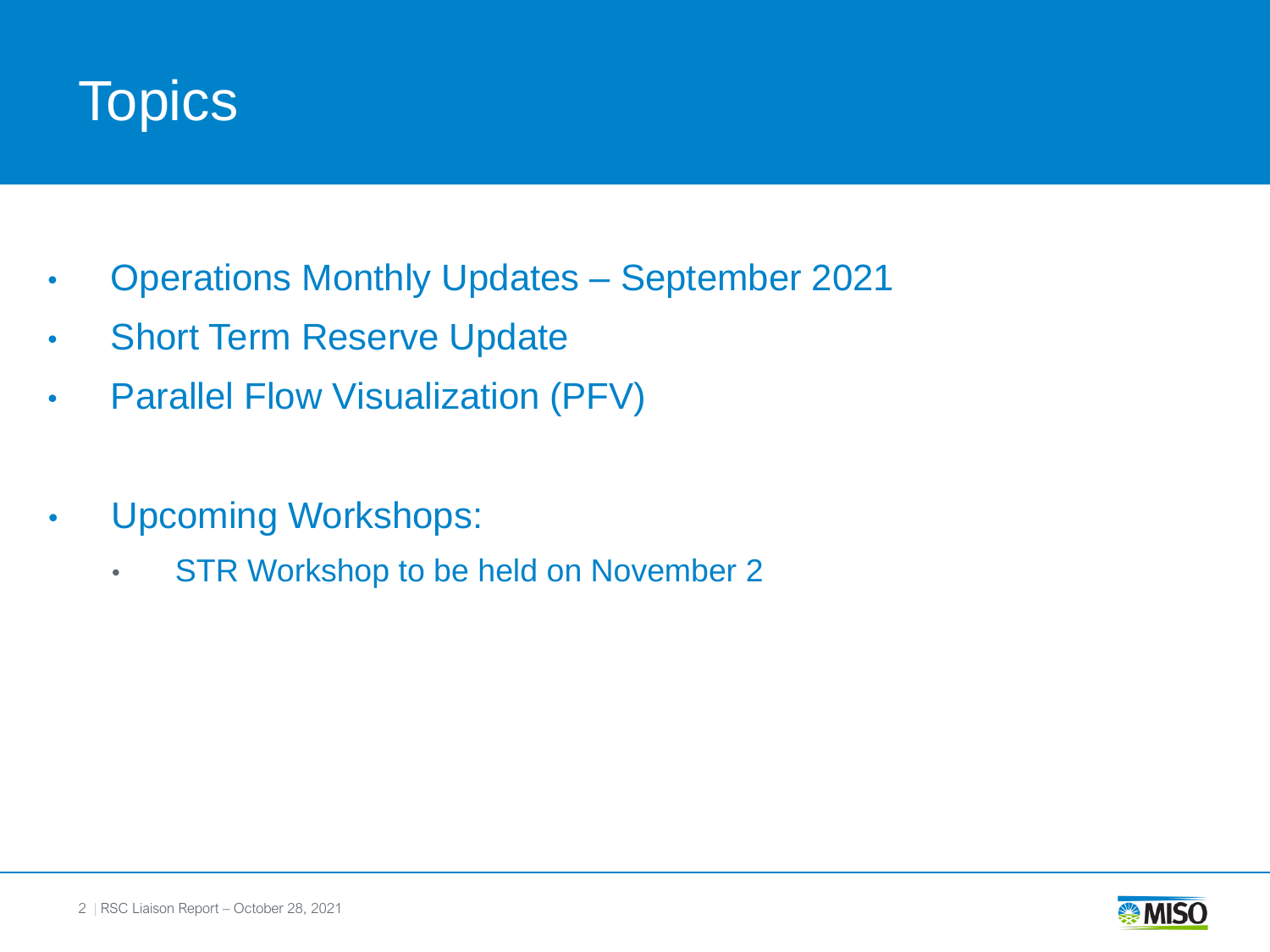# Topics

- Operations Monthly Updates – September 2021
- Short Term Reserve Update
- Parallel Flow Visualization (PFV)

- Upcoming Workshops:
  - STR Workshop to be held on November 2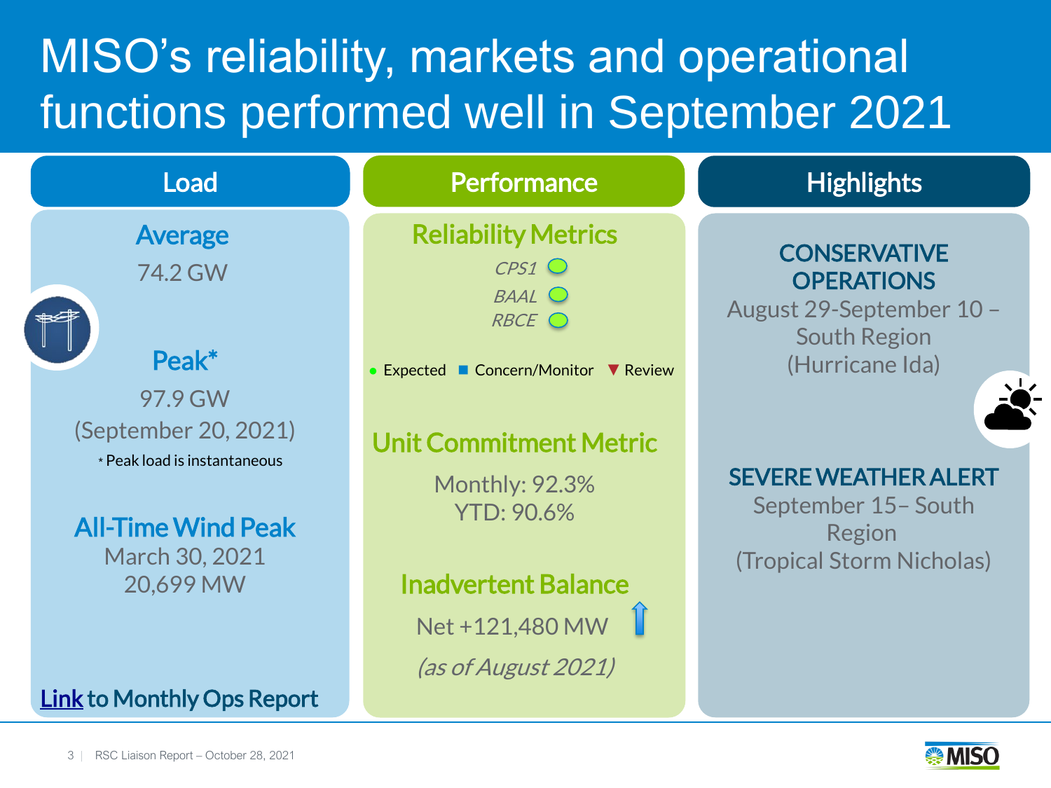# MISO's reliability, markets and operational functions performed well in September 2021

## Load

### Average
74.2 GW

### Peak*
97.9 GW
(September 20, 2021)

* Peak load is instantaneous

### All-Time Wind Peak
March 30, 2021
20,699 MW

Link to Monthly Ops Report

## Performance

### Reliability Metrics
*CPS1* ●
*BAAL* ●
*RBCE* ●

● Expected ■ Concern/Monitor ▼ Review

### Unit Commitment Metric
Monthly: 92.3%
YTD: 90.6%

### Inadvertent Balance
Net +121,480 MW ↑
*(as of August 2021)*

## Highlights

### CONSERVATIVE OPERATIONS
August 29-September 10 – South Region
(Hurricane Ida)

### SEVERE WEATHER ALERT
September 15– South Region
(Tropical Storm Nicholas)

RSC Liaison Report – October 28, 2021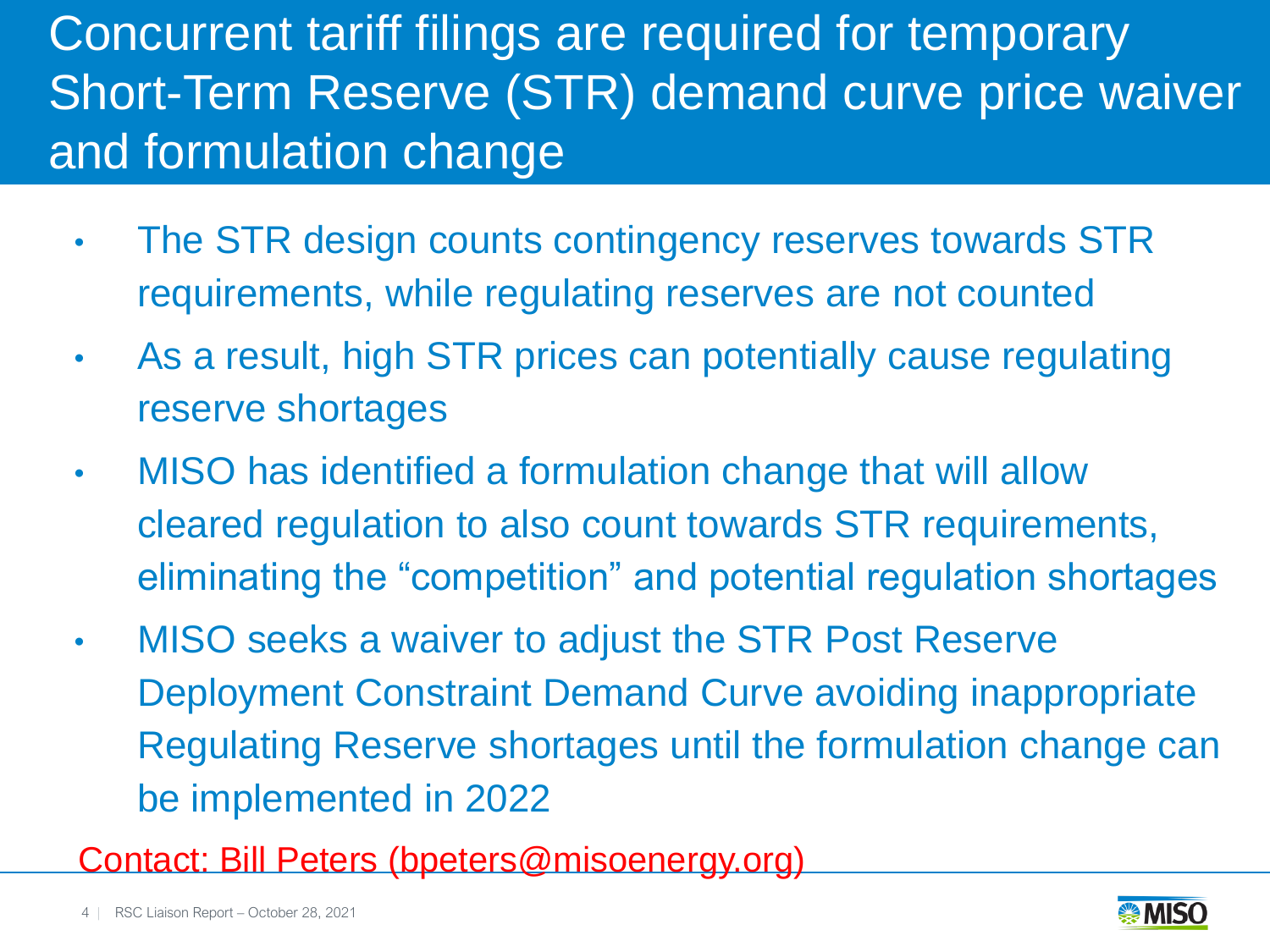# Concurrent tariff filings are required for temporary Short-Term Reserve (STR) demand curve price waiver and formulation change

- The STR design counts contingency reserves towards STR requirements, while regulating reserves are not counted
- As a result, high STR prices can potentially cause regulating reserve shortages
- MISO has identified a formulation change that will allow cleared regulation to also count towards STR requirements, eliminating the “competition” and potential regulation shortages
- MISO seeks a waiver to adjust the STR Post Reserve Deployment Constraint Demand Curve avoiding inappropriate Regulating Reserve shortages until the formulation change can be implemented in 2022

Contact: Bill Peters (bpeters@misoenergy.org)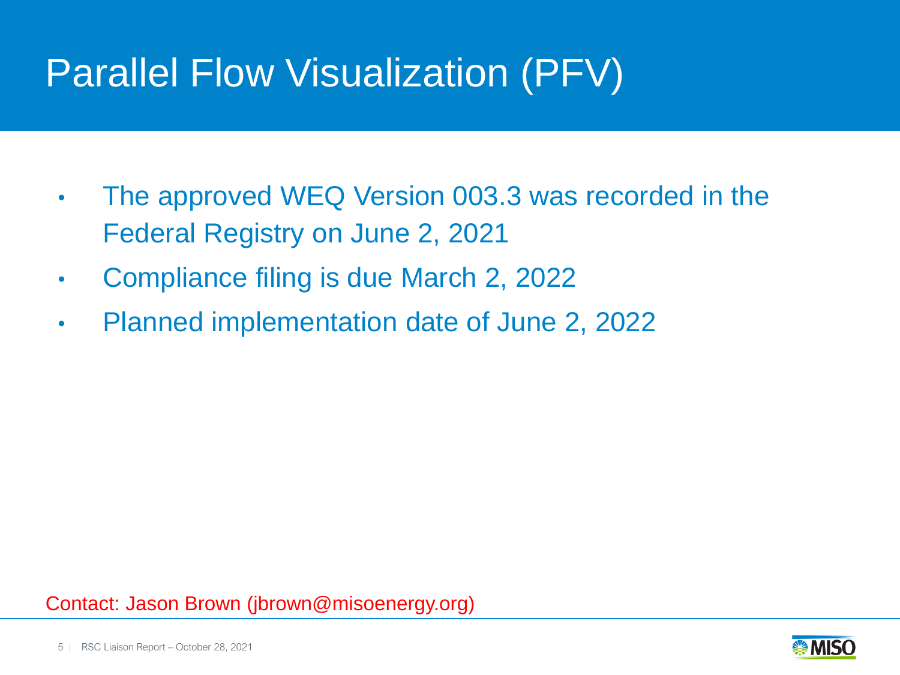# Parallel Flow Visualization (PFV)

- The approved WEQ Version 003.3 was recorded in the Federal Registry on June 2, 2021
- Compliance filing is due March 2, 2022
- Planned implementation date of June 2, 2022

Contact: Jason Brown (jbrown@misoenergy.org)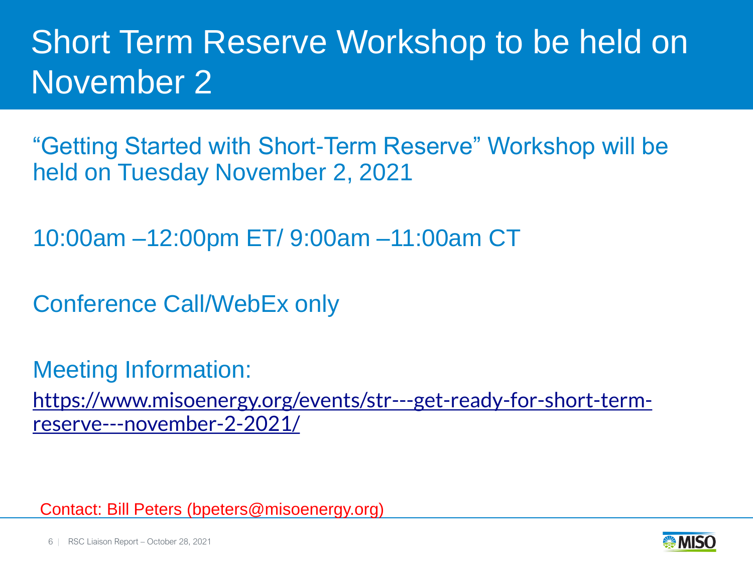# Short Term Reserve Workshop to be held on November 2

"Getting Started with Short-Term Reserve" Workshop will be held on Tuesday November 2, 2021

10:00am –12:00pm ET/ 9:00am –11:00am CT

Conference Call/WebEx only

Meeting Information:

https://www.misoenergy.org/events/str---get-ready-for-short-term-reserve---november-2-2021/

Contact: Bill Peters (bpeters@misoenergy.org)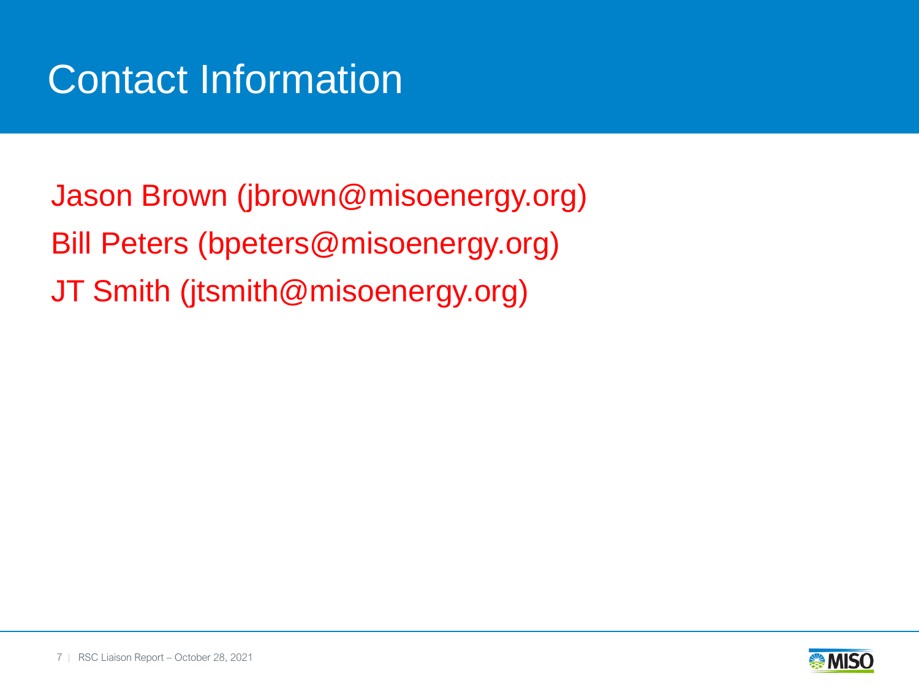# Contact Information

Jason Brown (jbrown@misoenergy.org)

Bill Peters (bpeters@misoenergy.org)

JT Smith (jtsmith@misoenergy.org)